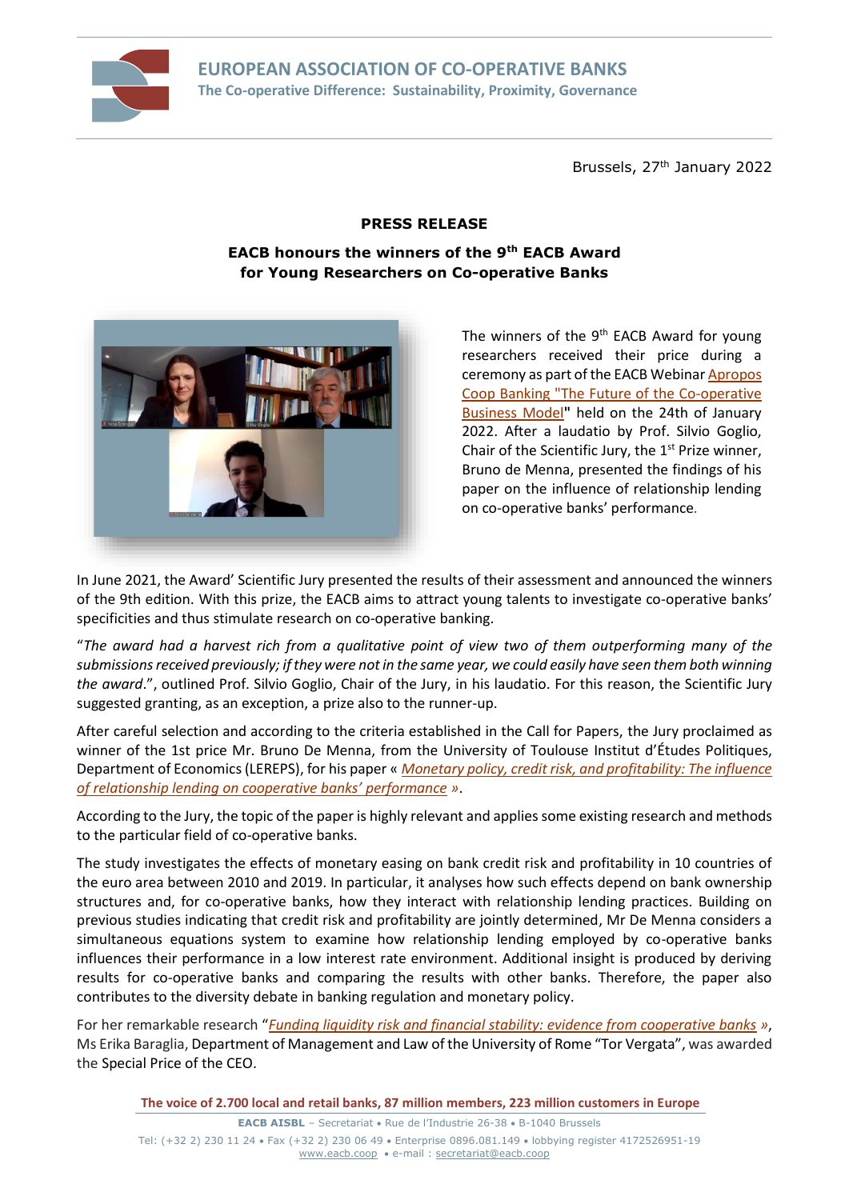**EUROPEAN ASSOCIATION OF CO-OPERATIVE BANKS**
**The Co-operative Difference: Sustainability, Proximity, Governance**

Brussels, 27th January 2022

**PRESS RELEASE**

**EACB honours the winners of the 9th EACB Award for Young Researchers on Co-operative Banks**

The winners of the 9th EACB Award for young researchers received their price during a ceremony as part of the EACB Webinar Apropos Coop Banking "The Future of the Co-operative Business Model" held on the 24th of January 2022. After a laudatio by Prof. Silvio Goglio, Chair of the Scientific Jury, the 1st Prize winner, Bruno de Menna, presented the findings of his paper on the influence of relationship lending on co-operative banks' performance.

In June 2021, the Award' Scientific Jury presented the results of their assessment and announced the winners of the 9th edition. With this prize, the EACB aims to attract young talents to investigate co-operative banks' specificities and thus stimulate research on co-operative banking.

"*The award had a harvest rich from a qualitative point of view two of them outperforming many of the submissions received previously; if they were not in the same year, we could easily have seen them both winning the award.*", outlined Prof. Silvio Goglio, Chair of the Jury, in his laudatio. For this reason, the Scientific Jury suggested granting, as an exception, a prize also to the runner-up.

After careful selection and according to the criteria established in the Call for Papers, the Jury proclaimed as winner of the 1st price Mr. Bruno De Menna, from the University of Toulouse Institut d'Études Politiques, Department of Economics (LEREPS), for his paper « *Monetary policy, credit risk, and profitability: The influence of relationship lending on cooperative banks' performance* ».

According to the Jury, the topic of the paper is highly relevant and applies some existing research and methods to the particular field of co-operative banks.

The study investigates the effects of monetary easing on bank credit risk and profitability in 10 countries of the euro area between 2010 and 2019. In particular, it analyses how such effects depend on bank ownership structures and, for co-operative banks, how they interact with relationship lending practices. Building on previous studies indicating that credit risk and profitability are jointly determined, Mr De Menna considers a simultaneous equations system to examine how relationship lending employed by co-operative banks influences their performance in a low interest rate environment. Additional insight is produced by deriving results for co-operative banks and comparing the results with other banks. Therefore, the paper also contributes to the diversity debate in banking regulation and monetary policy.

For her remarkable research "*Funding liquidity risk and financial stability: evidence from cooperative banks* », Ms Erika Baraglia, Department of Management and Law of the University of Rome "Tor Vergata", was awarded the Special Price of the CEO.

**The voice of 2.700 local and retail banks, 87 million members, 223 million customers in Europe**

**EACB AISBL** – Secretariat • Rue de l'Industrie 26-38 • B-1040 Brussels
Tel: (+32 2) 230 11 24 • Fax (+32 2) 230 06 49 • Enterprise 0896.081.149 • lobbying register 4172526951-19
www.eacb.coop • e-mail : secretariat@eacb.coop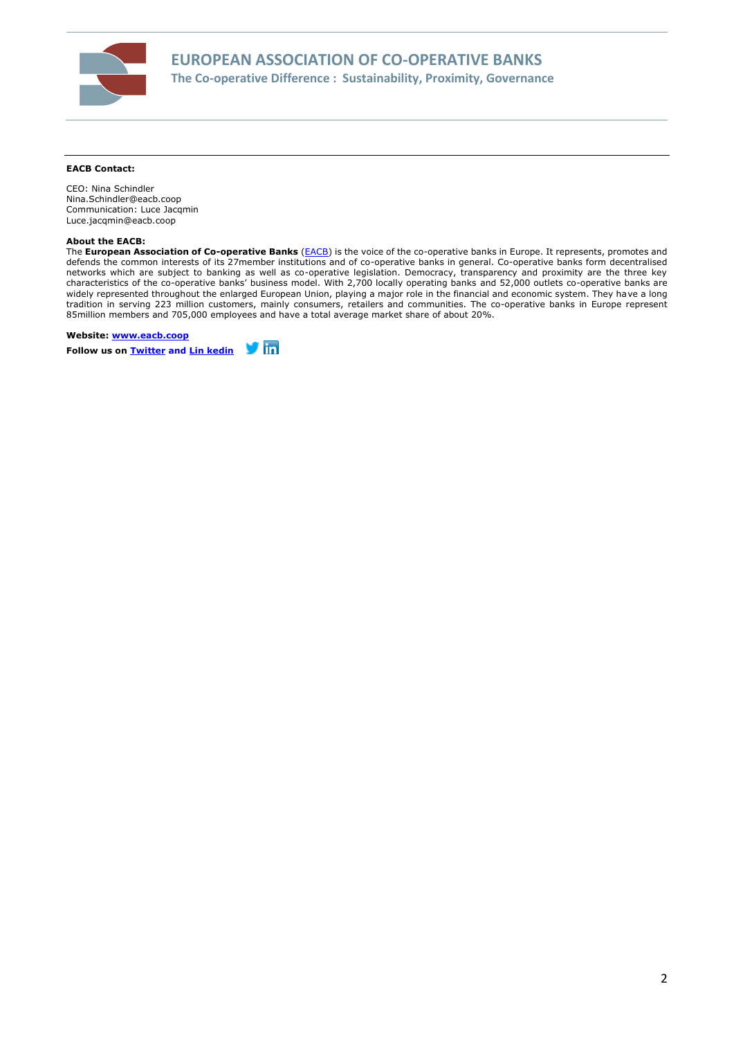**EACB Contact:**

CEO: Nina Schindler
Nina.Schindler@eacb.coop
Communication: Luce Jacqmin
Luce.jacqmin@eacb.coop

**About the EACB:**
The **European Association of Co-operative Banks** (EACB) is the voice of the co-operative banks in Europe. It represents, promotes and defends the common interests of its 27member institutions and of co-operative banks in general. Co-operative banks form decentralised networks which are subject to banking as well as co-operative legislation. Democracy, transparency and proximity are the three key characteristics of the co-operative banks' business model. With 2,700 locally operating banks and 52,000 outlets co-operative banks are widely represented throughout the enlarged European Union, playing a major role in the financial and economic system. They have a long tradition in serving 223 million customers, mainly consumers, retailers and communities. The co-operative banks in Europe represent 85million members and 705,000 employees and have a total average market share of about 20%.

**Website: www.eacb.coop**

**Follow us on Twitter and Lin kedin**